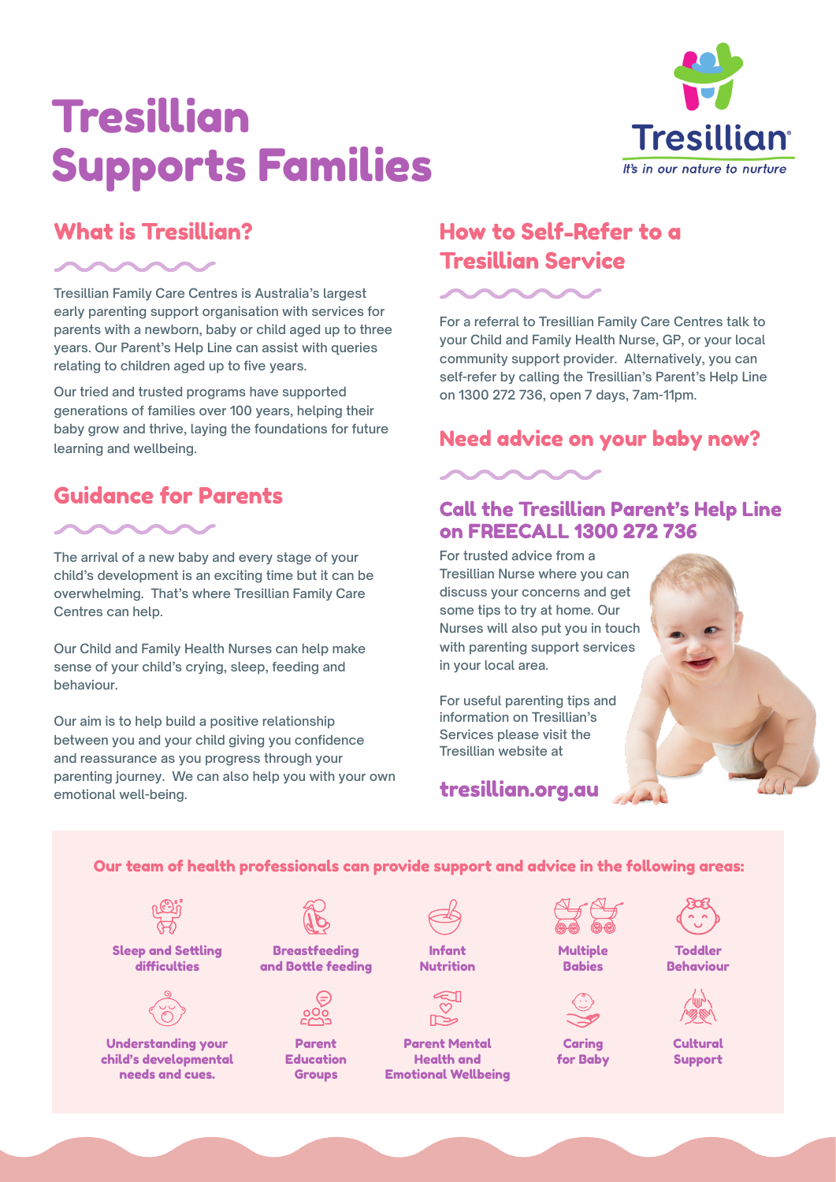# Tresillian Supports Families

Tresillian
*It's in our nature to nurture*

## What is Tresillian?

Tresillian Family Care Centres is Australia's largest early parenting support organisation with services for parents with a newborn, baby or child aged up to three years. Our Parent's Help Line can assist with queries relating to children aged up to five years.

Our tried and trusted programs have supported generations of families over 100 years, helping their baby grow and thrive, laying the foundations for future learning and wellbeing.

## Guidance for Parents

The arrival of a new baby and every stage of your child's development is an exciting time but it can be overwhelming. That's where Tresillian Family Care Centres can help.

Our Child and Family Health Nurses can help make sense of your child's crying, sleep, feeding and behaviour.

Our aim is to help build a positive relationship between you and your child giving you confidence and reassurance as you progress through your parenting journey. We can also help you with your own emotional well-being.

## How to Self-Refer to a Tresillian Service

For a referral to Tresillian Family Care Centres talk to your Child and Family Health Nurse, GP, or your local community support provider. Alternatively, you can self-refer by calling the Tresillian's Parent's Help Line on 1300 272 736, open 7 days, 7am-11pm.

## Need advice on your baby now?

### Call the Tresillian Parent's Help Line on FREECALL 1300 272 736

For trusted advice from a Tresillian Nurse where you can discuss your concerns and get some tips to try at home. Our Nurses will also put you in touch with parenting support services in your local area.

For useful parenting tips and information on Tresillian's Services please visit the Tresillian website at

**tresillian.org.au**

**Our team of health professionals can provide support and advice in the following areas:**

- Sleep and Settling difficulties
- Breastfeeding and Bottle feeding
- Infant Nutrition
- Multiple Babies
- Toddler Behaviour
- Understanding your child's developmental needs and cues.
- Parent Education Groups
- Parent Mental Health and Emotional Wellbeing
- Caring for Baby
- Cultural Support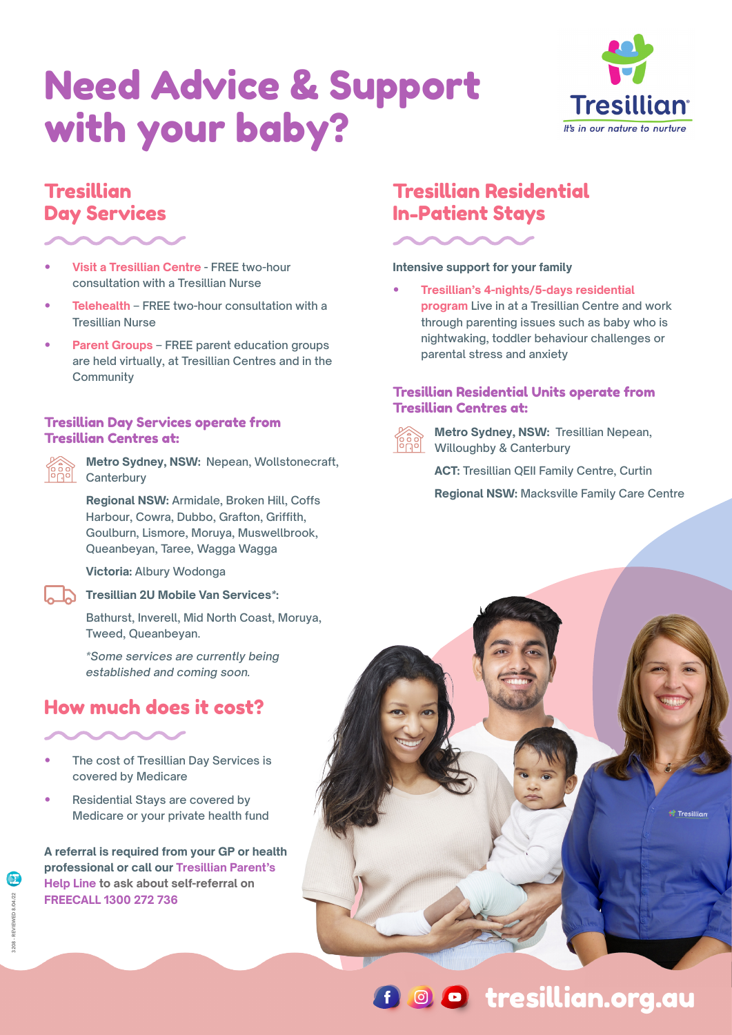# Need Advice & Support with your baby?

Tresillian
*It's in our nature to nurture*

## Tresillian Day Services

- **Visit a Tresillian Centre** - FREE two-hour consultation with a Tresillian Nurse
- **Telehealth** – FREE two-hour consultation with a Tresillian Nurse
- **Parent Groups** – FREE parent education groups are held virtually, at Tresillian Centres and in the Community

### Tresillian Day Services operate from Tresillian Centres at:

**Metro Sydney, NSW:** Nepean, Wollstonecraft, Canterbury

**Regional NSW:** Armidale, Broken Hill, Coffs Harbour, Cowra, Dubbo, Grafton, Griffith, Goulburn, Lismore, Moruya, Muswellbrook, Queanbeyan, Taree, Wagga Wagga

**Victoria:** Albury Wodonga

**Tresillian 2U Mobile Van Services*:**

Bathurst, Inverell, Mid North Coast, Moruya, Tweed, Queanbeyan.

*\*Some services are currently being established and coming soon.*

## How much does it cost?

- The cost of Tresillian Day Services is covered by Medicare
- Residential Stays are covered by Medicare or your private health fund

**A referral is required from your GP or health professional or call our Tresillian Parent's Help Line to ask about self-referral on FREECALL 1300 272 736**

## Tresillian Residential In-Patient Stays

**Intensive support for your family**

- **Tresillian's 4-nights/5-days residential program** Live in at a Tresillian Centre and work through parenting issues such as baby who is nightwaking, toddler behaviour challenges or parental stress and anxiety

### Tresillian Residential Units operate from Tresillian Centres at:

**Metro Sydney, NSW:** Tresillian Nepean, Willoughby & Canterbury

**ACT:** Tresillian QEII Family Centre, Curtin

**Regional NSW:** Macksville Family Care Centre

tresillian.org.au

3208 - REVIEWED 8.04.22